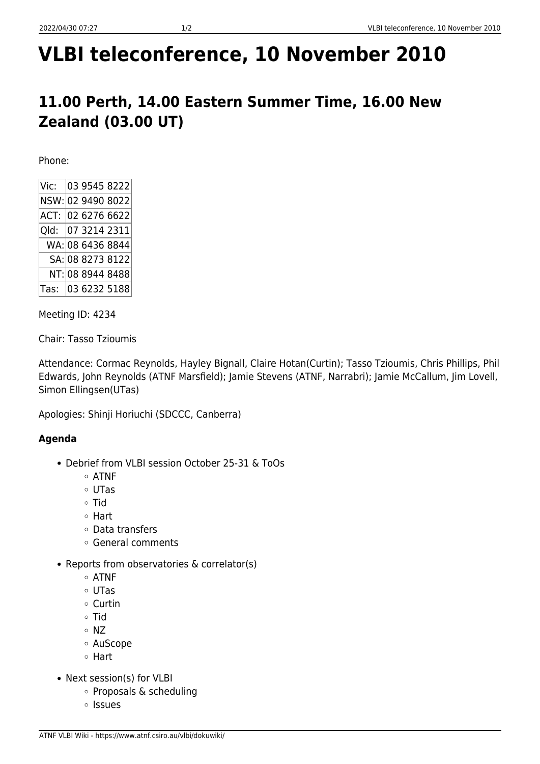# VLBI teleconference, 10 November 2010

## 11.00 Perth, 14.00 Eastern Summer Time, 16.00 New Zealand (03.00 UT)

Phone:

| | |
|---|---|
| Vic: | 03 9545 8222 |
| NSW: | 02 9490 8022 |
| ACT: | 02 6276 6622 |
| Qld: | 07 3214 2311 |
| WA: | 08 6436 8844 |
| SA: | 08 8273 8122 |
| NT: | 08 8944 8488 |
| Tas: | 03 6232 5188 |

Meeting ID: 4234

Chair: Tasso Tzioumis

Attendance: Cormac Reynolds, Hayley Bignall, Claire Hotan(Curtin); Tasso Tzioumis, Chris Phillips, Phil Edwards, John Reynolds (ATNF Marsfield); Jamie Stevens (ATNF, Narrabri); Jamie McCallum, Jim Lovell, Simon Ellingsen(UTas)

Apologies: Shinji Horiuchi (SDCCC, Canberra)

### Agenda

- Debrief from VLBI session October 25-31 & ToOs
  - ATNF
  - UTas
  - Tid
  - Hart
  - Data transfers
  - General comments
- Reports from observatories & correlator(s)
  - ATNF
  - UTas
  - Curtin
  - Tid
  - NZ
  - AuScope
  - Hart
- Next session(s) for VLBI
  - Proposals & scheduling
  - Issues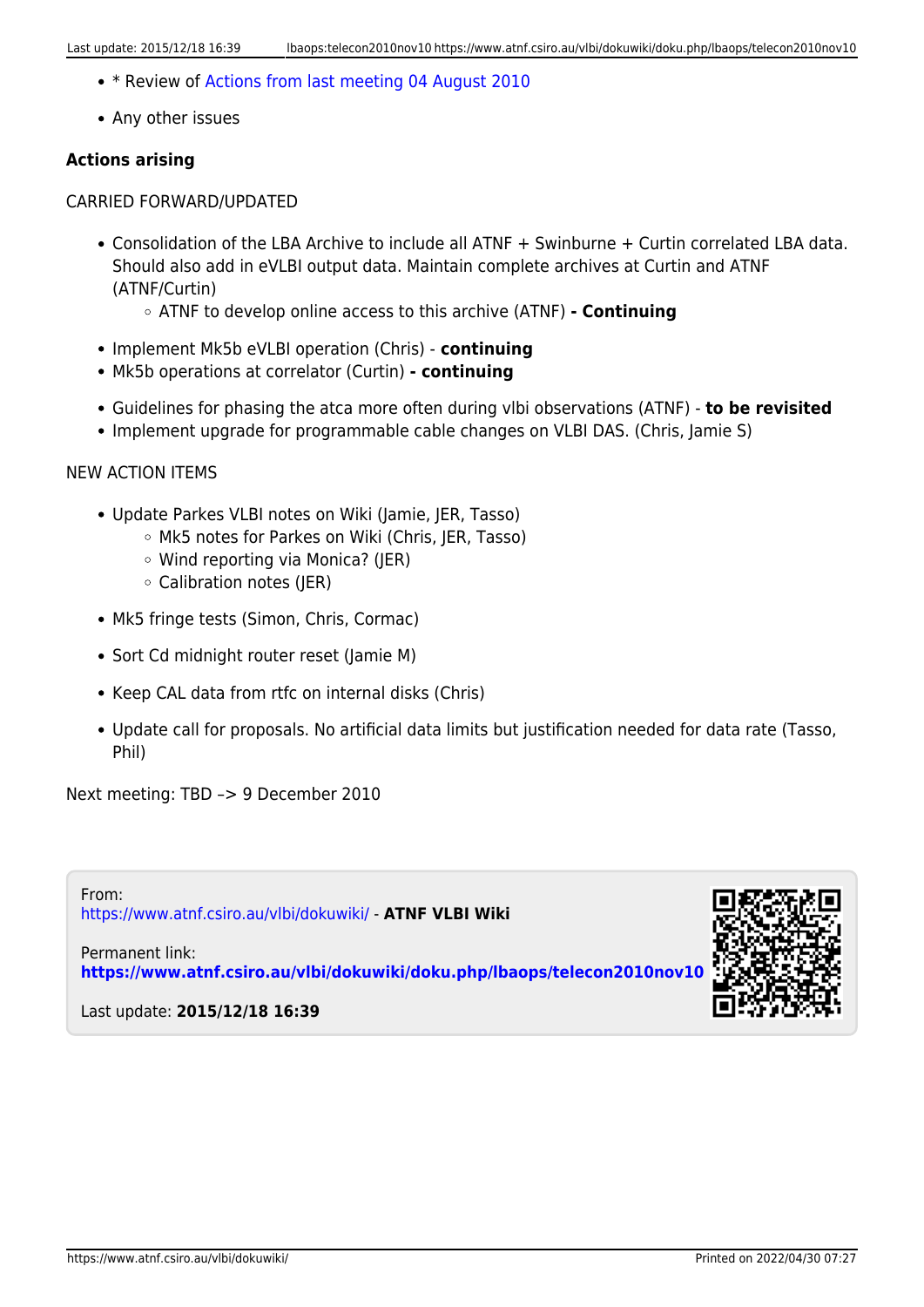- * Review of Actions from last meeting 04 August 2010
- Any other issues

**Actions arising**

CARRIED FORWARD/UPDATED

- Consolidation of the LBA Archive to include all ATNF + Swinburne + Curtin correlated LBA data. Should also add in eVLBI output data. Maintain complete archives at Curtin and ATNF (ATNF/Curtin)
  - ATNF to develop online access to this archive (ATNF) **- Continuing**
- Implement Mk5b eVLBI operation (Chris) - **continuing**
- Mk5b operations at correlator (Curtin) **- continuing**
- Guidelines for phasing the atca more often during vlbi observations (ATNF) - **to be revisited**
- Implement upgrade for programmable cable changes on VLBI DAS. (Chris, Jamie S)

NEW ACTION ITEMS

- Update Parkes VLBI notes on Wiki (Jamie, JER, Tasso)
  - Mk5 notes for Parkes on Wiki (Chris, JER, Tasso)
  - Wind reporting via Monica? (JER)
  - Calibration notes (JER)
- Mk5 fringe tests (Simon, Chris, Cormac)
- Sort Cd midnight router reset (Jamie M)
- Keep CAL data from rtfc on internal disks (Chris)
- Update call for proposals. No artificial data limits but justification needed for data rate (Tasso, Phil)

Next meeting: TBD –> 9 December 2010

From:
https://www.atnf.csiro.au/vlbi/dokuwiki/ - **ATNF VLBI Wiki**

Permanent link:
**https://www.atnf.csiro.au/vlbi/dokuwiki/doku.php/lbaops/telecon2010nov10**

Last update: **2015/12/18 16:39**